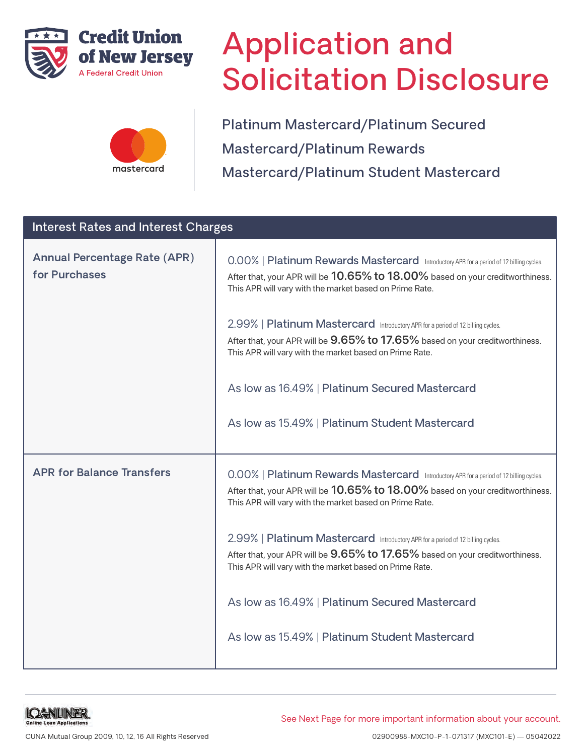Credit Union of New Jersey
A Federal Credit Union

# Application and Solicitation Disclosure

mastercard

## Platinum Mastercard/Platinum Secured Mastercard/Platinum Rewards Mastercard/Platinum Student Mastercard

| Interest Rates and Interest Charges | |
|---|---|
| **Annual Percentage Rate (APR) for Purchases** | 0.00% \| **Platinum Rewards Mastercard** Introductory APR for a period of 12 billing cycles.<br>After that, your APR will be **10.65% to 18.00%** based on your creditworthiness. This APR will vary with the market based on Prime Rate.<br><br>2.99% \| **Platinum Mastercard** Introductory APR for a period of 12 billing cycles.<br>After that, your APR will be **9.65% to 17.65%** based on your creditworthiness. This APR will vary with the market based on Prime Rate.<br><br>As low as 16.49% \| **Platinum Secured Mastercard**<br><br>As low as 15.49% \| **Platinum Student Mastercard** |
| **APR for Balance Transfers** | 0.00% \| **Platinum Rewards Mastercard** Introductory APR for a period of 12 billing cycles.<br>After that, your APR will be **10.65% to 18.00%** based on your creditworthiness. This APR will vary with the market based on Prime Rate.<br><br>2.99% \| **Platinum Mastercard** Introductory APR for a period of 12 billing cycles.<br>After that, your APR will be **9.65% to 17.65%** based on your creditworthiness. This APR will vary with the market based on Prime Rate.<br><br>As low as 16.49% \| **Platinum Secured Mastercard**<br><br>As low as 15.49% \| **Platinum Student Mastercard** |

LOANLINER Online Loan Applications

See Next Page for more important information about your account.

CUNA Mutual Group 2009, 10, 12, 16 All Rights Reserved

02900988-MXC10-P-1-071317 (MXC101-E) — 05042022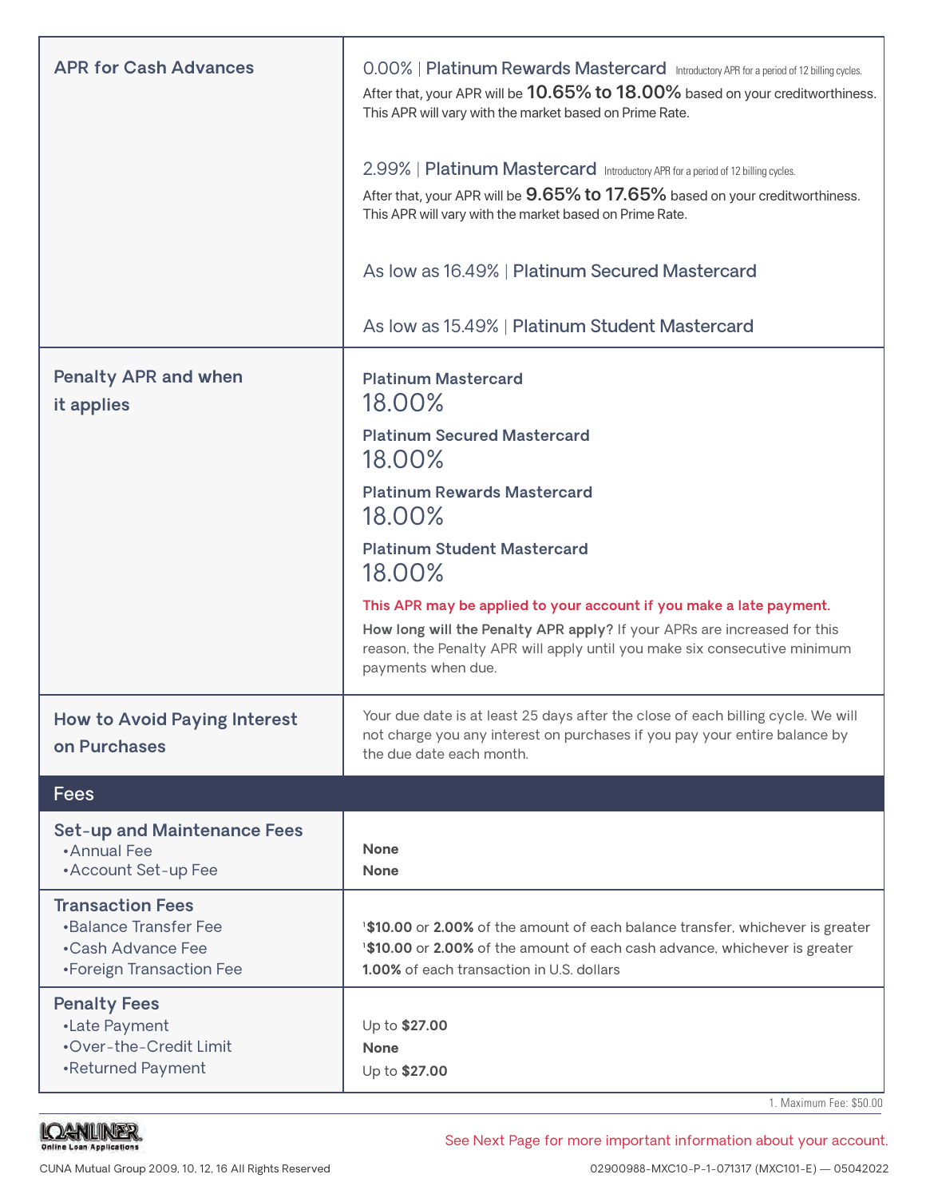| | |
|---|---|
| **APR for Cash Advances** | 0.00% \| **Platinum Rewards Mastercard** Introductory APR for a period of 12 billing cycles.<br>After that, your APR will be **10.65% to 18.00%** based on your creditworthiness. This APR will vary with the market based on Prime Rate.<br><br>2.99% \| **Platinum Mastercard** Introductory APR for a period of 12 billing cycles.<br>After that, your APR will be **9.65% to 17.65%** based on your creditworthiness. This APR will vary with the market based on Prime Rate.<br><br>As low as 16.49% \| **Platinum Secured Mastercard**<br><br>As low as 15.49% \| **Platinum Student Mastercard** |
| **Penalty APR and when it applies** | **Platinum Mastercard**<br>18.00%<br>**Platinum Secured Mastercard**<br>18.00%<br>**Platinum Rewards Mastercard**<br>18.00%<br>**Platinum Student Mastercard**<br>18.00%<br>**This APR may be applied to your account if you make a late payment.**<br>**How long will the Penalty APR apply?** If your APRs are increased for this reason, the Penalty APR will apply until you make six consecutive minimum payments when due. |
| **How to Avoid Paying Interest on Purchases** | Your due date is at least 25 days after the close of each billing cycle. We will not charge you any interest on purchases if you pay your entire balance by the due date each month. |
| **Fees** | |
| **Set-up and Maintenance Fees**<br>•Annual Fee<br>•Account Set-up Fee | <br>**None**<br>**None** |
| **Transaction Fees**<br>•Balance Transfer Fee<br>•Cash Advance Fee<br>•Foreign Transaction Fee | <br>[1]**$10.00** or **2.00%** of the amount of each balance transfer, whichever is greater<br>[1]**$10.00** or **2.00%** of the amount of each cash advance, whichever is greater<br>**1.00%** of each transaction in U.S. dollars |
| **Penalty Fees**<br>•Late Payment<br>•Over-the-Credit Limit<br>•Returned Payment | <br>Up to **$27.00**<br>**None**<br>Up to **$27.00** |

1. Maximum Fee: $50.00

See Next Page for more important information about your account.

CUNA Mutual Group 2009, 10, 12, 16 All Rights Reserved

02900988-MXC10-P-1-071317 (MXC101-E) — 05042022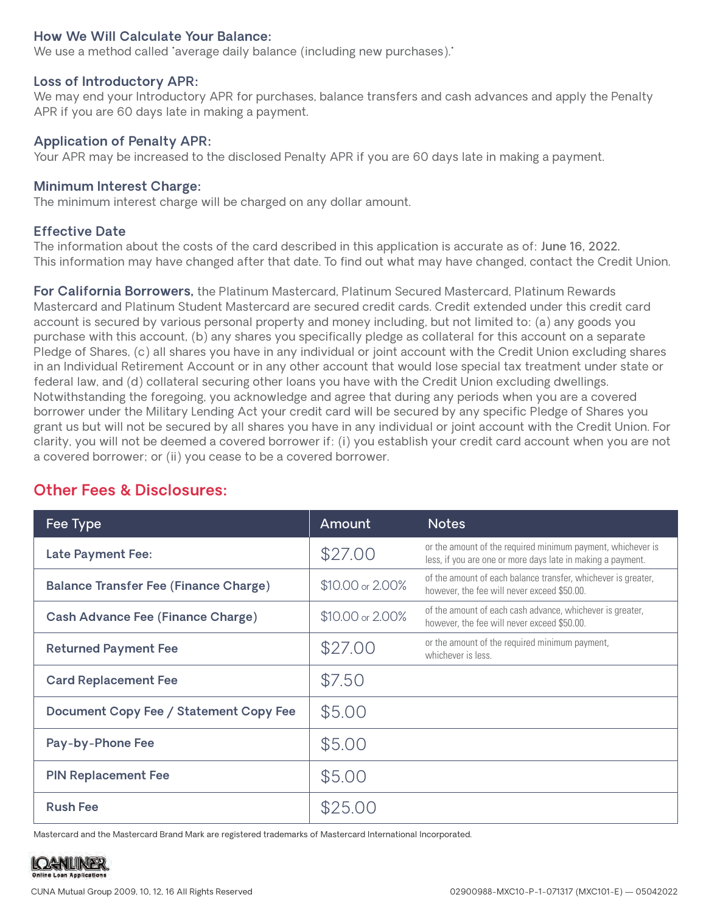### How We Will Calculate Your Balance:

We use a method called "average daily balance (including new purchases)."

### Loss of Introductory APR:

We may end your Introductory APR for purchases, balance transfers and cash advances and apply the Penalty APR if you are 60 days late in making a payment.

### Application of Penalty APR:

Your APR may be increased to the disclosed Penalty APR if you are 60 days late in making a payment.

### Minimum Interest Charge:

The minimum interest charge will be charged on any dollar amount.

### Effective Date

The information about the costs of the card described in this application is accurate as of: **June 16, 2022.**
This information may have changed after that date. To find out what may have changed, contact the Credit Union.

**For California Borrowers,** the Platinum Mastercard, Platinum Secured Mastercard, Platinum Rewards Mastercard and Platinum Student Mastercard are secured credit cards. Credit extended under this credit card account is secured by various personal property and money including, but not limited to: (a) any goods you purchase with this account, (b) any shares you specifically pledge as collateral for this account on a separate Pledge of Shares, (c) all shares you have in any individual or joint account with the Credit Union excluding shares in an Individual Retirement Account or in any other account that would lose special tax treatment under state or federal law, and (d) collateral securing other loans you have with the Credit Union excluding dwellings. Notwithstanding the foregoing, you acknowledge and agree that during any periods when you are a covered borrower under the Military Lending Act your credit card will be secured by any specific Pledge of Shares you grant us but will not be secured by all shares you have in any individual or joint account with the Credit Union. For clarity, you will not be deemed a covered borrower if: (i) you establish your credit card account when you are not a covered borrower; or (ii) you cease to be a covered borrower.

## Other Fees & Disclosures:

| Fee Type | Amount | Notes |
|---|---|---|
| Late Payment Fee: | $27.00 | or the amount of the required minimum payment, whichever is less, if you are one or more days late in making a payment. |
| Balance Transfer Fee (Finance Charge) | $10.00 or 2.00% | of the amount of each balance transfer, whichever is greater, however, the fee will never exceed $50.00. |
| Cash Advance Fee (Finance Charge) | $10.00 or 2.00% | of the amount of each cash advance, whichever is greater, however, the fee will never exceed $50.00. |
| Returned Payment Fee | $27.00 | or the amount of the required minimum payment, whichever is less. |
| Card Replacement Fee | $7.50 | |
| Document Copy Fee / Statement Copy Fee | $5.00 | |
| Pay-by-Phone Fee | $5.00 | |
| PIN Replacement Fee | $5.00 | |
| Rush Fee | $25.00 | |

Mastercard and the Mastercard Brand Mark are registered trademarks of Mastercard International Incorporated.

LOANLINER Online Loan Applications

CUNA Mutual Group 2009, 10, 12, 16 All Rights Reserved

02900988-MXC10-P-1-071317 (MXC101-E) — 05042022